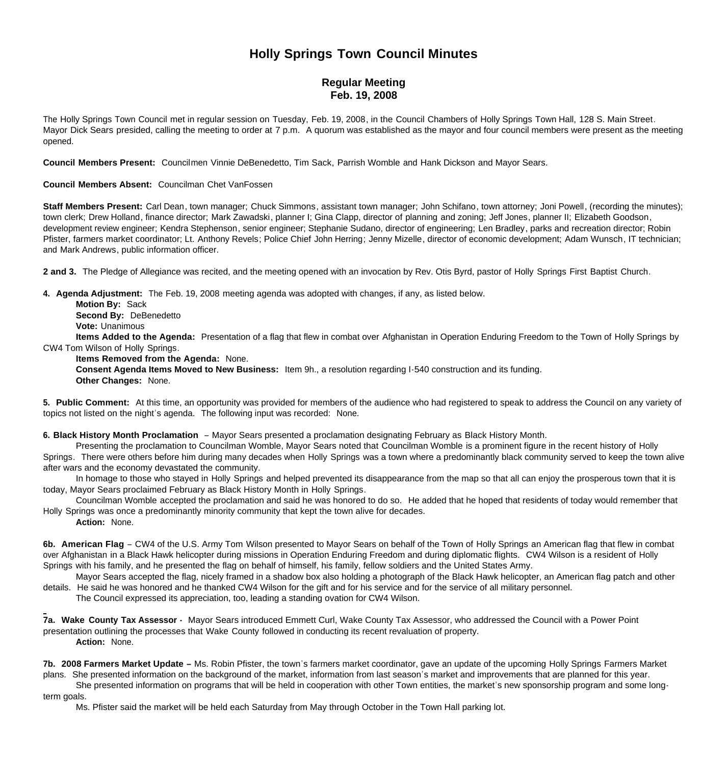# Holly Springs Town Council Minutes

## Regular Meeting
## Feb. 19, 2008

The Holly Springs Town Council met in regular session on Tuesday, Feb. 19, 2008, in the Council Chambers of Holly Springs Town Hall, 128 S. Main Street. Mayor Dick Sears presided, calling the meeting to order at 7 p.m. A quorum was established as the mayor and four council members were present as the meeting opened.

**Council Members Present:** Councilmen Vinnie DeBenedetto, Tim Sack, Parrish Womble and Hank Dickson and Mayor Sears.

**Council Members Absent:** Councilman Chet VanFossen

**Staff Members Present:** Carl Dean, town manager; Chuck Simmons, assistant town manager; John Schifano, town attorney; Joni Powell, (recording the minutes); town clerk; Drew Holland, finance director; Mark Zawadski, planner I; Gina Clapp, director of planning and zoning; Jeff Jones, planner II; Elizabeth Goodson, development review engineer; Kendra Stephenson, senior engineer; Stephanie Sudano, director of engineering; Len Bradley, parks and recreation director; Robin Pfister, farmers market coordinator; Lt. Anthony Revels; Police Chief John Herring; Jenny Mizelle, director of economic development; Adam Wunsch, IT technician; and Mark Andrews, public information officer.

**2 and 3.** The Pledge of Allegiance was recited, and the meeting opened with an invocation by Rev. Otis Byrd, pastor of Holly Springs First Baptist Church.

**4. Agenda Adjustment:** The Feb. 19, 2008 meeting agenda was adopted with changes, if any, as listed below.

**Motion By:** Sack
**Second By:** DeBenedetto
**Vote:** Unanimous
**Items Added to the Agenda:** Presentation of a flag that flew in combat over Afghanistan in Operation Enduring Freedom to the Town of Holly Springs by CW4 Tom Wilson of Holly Springs.
**Items Removed from the Agenda:** None.
**Consent Agenda Items Moved to New Business:** Item 9h., a resolution regarding I-540 construction and its funding.
**Other Changes:** None.

**5. Public Comment:** At this time, an opportunity was provided for members of the audience who had registered to speak to address the Council on any variety of topics not listed on the night's agenda. The following input was recorded: None.

**6. Black History Month Proclamation** – Mayor Sears presented a proclamation designating February as Black History Month.

Presenting the proclamation to Councilman Womble, Mayor Sears noted that Councilman Womble is a prominent figure in the recent history of Holly Springs. There were others before him during many decades when Holly Springs was a town where a predominantly black community served to keep the town alive after wars and the economy devastated the community.

In homage to those who stayed in Holly Springs and helped prevented its disappearance from the map so that all can enjoy the prosperous town that it is today, Mayor Sears proclaimed February as Black History Month in Holly Springs.

Councilman Womble accepted the proclamation and said he was honored to do so. He added that he hoped that residents of today would remember that Holly Springs was once a predominantly minority community that kept the town alive for decades.

**Action:** None.

**6b. American Flag** – CW4 of the U.S. Army Tom Wilson presented to Mayor Sears on behalf of the Town of Holly Springs an American flag that flew in combat over Afghanistan in a Black Hawk helicopter during missions in Operation Enduring Freedom and during diplomatic flights. CW4 Wilson is a resident of Holly Springs with his family, and he presented the flag on behalf of himself, his family, fellow soldiers and the United States Army.

Mayor Sears accepted the flag, nicely framed in a shadow box also holding a photograph of the Black Hawk helicopter, an American flag patch and other details. He said he was honored and he thanked CW4 Wilson for the gift and for his service and for the service of all military personnel.

The Council expressed its appreciation, too, leading a standing ovation for CW4 Wilson.

**7a. Wake County Tax Assessor -** Mayor Sears introduced Emmett Curl, Wake County Tax Assessor, who addressed the Council with a Power Point presentation outlining the processes that Wake County followed in conducting its recent revaluation of property.

**Action:** None.

**7b. 2008 Farmers Market Update –** Ms. Robin Pfister, the town's farmers market coordinator, gave an update of the upcoming Holly Springs Farmers Market plans. She presented information on the background of the market, information from last season's market and improvements that are planned for this year.

She presented information on programs that will be held in cooperation with other Town entities, the market's new sponsorship program and some long-term goals.

Ms. Pfister said the market will be held each Saturday from May through October in the Town Hall parking lot.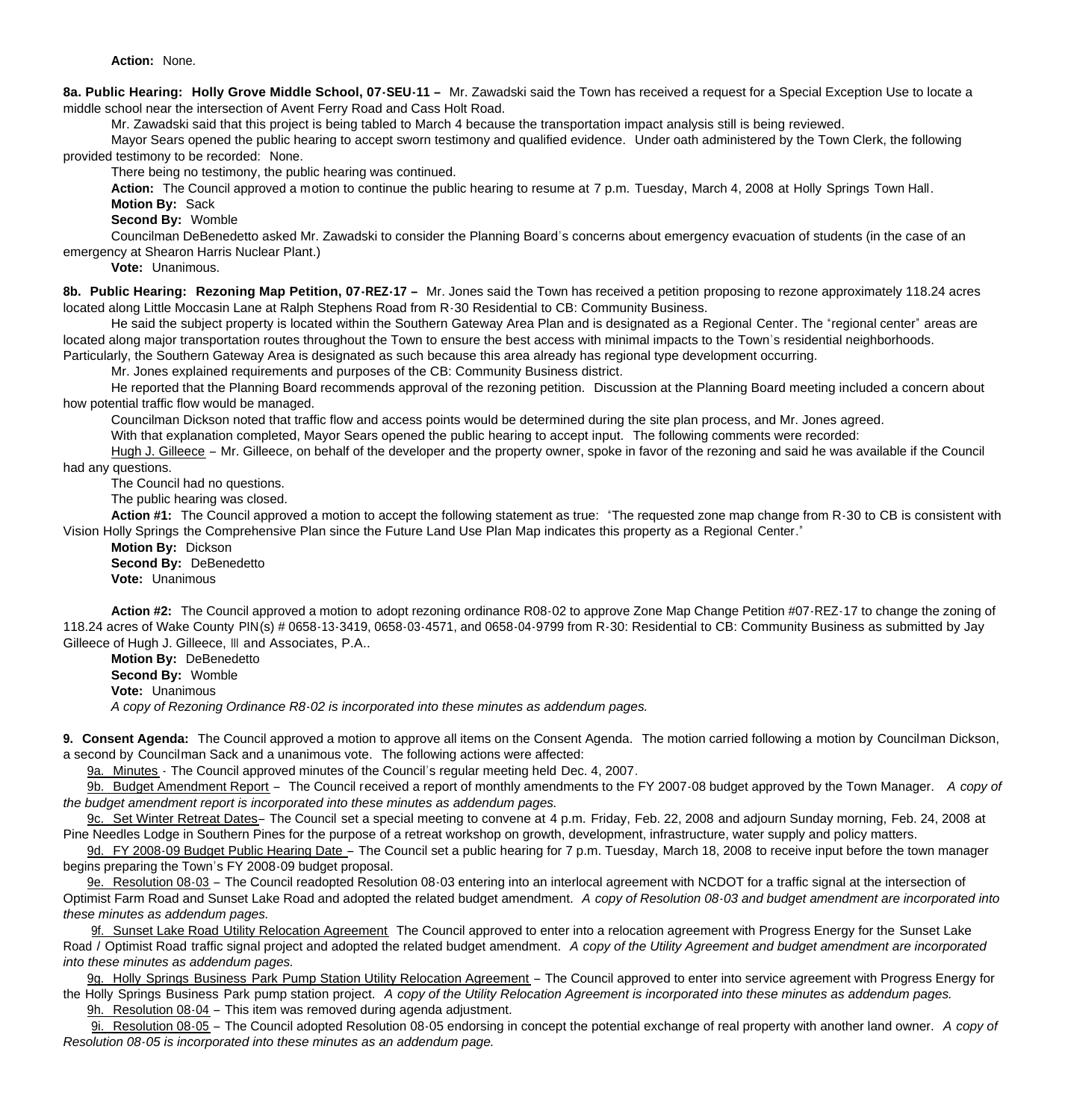**Action:** None.

**8a. Public Hearing: Holly Grove Middle School, 07-SEU-11 –** Mr. Zawadski said the Town has received a request for a Special Exception Use to locate a middle school near the intersection of Avent Ferry Road and Cass Holt Road.

Mr. Zawadski said that this project is being tabled to March 4 because the transportation impact analysis still is being reviewed.

Mayor Sears opened the public hearing to accept sworn testimony and qualified evidence. Under oath administered by the Town Clerk, the following provided testimony to be recorded: None.

There being no testimony, the public hearing was continued.

**Action:** The Council approved a motion to continue the public hearing to resume at 7 p.m. Tuesday, March 4, 2008 at Holly Springs Town Hall.

**Motion By:** Sack

**Second By:** Womble

Councilman DeBenedetto asked Mr. Zawadski to consider the Planning Board's concerns about emergency evacuation of students (in the case of an emergency at Shearon Harris Nuclear Plant.)

**Vote:** Unanimous.

**8b. Public Hearing: Rezoning Map Petition, 07-REZ-17 –** Mr. Jones said the Town has received a petition proposing to rezone approximately 118.24 acres located along Little Moccasin Lane at Ralph Stephens Road from R-30 Residential to CB: Community Business.

He said the subject property is located within the Southern Gateway Area Plan and is designated as a Regional Center. The "regional center" areas are located along major transportation routes throughout the Town to ensure the best access with minimal impacts to the Town's residential neighborhoods. Particularly, the Southern Gateway Area is designated as such because this area already has regional type development occurring.

Mr. Jones explained requirements and purposes of the CB: Community Business district.

He reported that the Planning Board recommends approval of the rezoning petition. Discussion at the Planning Board meeting included a concern about how potential traffic flow would be managed.

Councilman Dickson noted that traffic flow and access points would be determined during the site plan process, and Mr. Jones agreed.

With that explanation completed, Mayor Sears opened the public hearing to accept input. The following comments were recorded:

Hugh J. Gilleece – Mr. Gilleece, on behalf of the developer and the property owner, spoke in favor of the rezoning and said he was available if the Council had any questions.

The Council had no questions.

The public hearing was closed.

**Action #1:** The Council approved a motion to accept the following statement as true: "The requested zone map change from R-30 to CB is consistent with Vision Holly Springs the Comprehensive Plan since the Future Land Use Plan Map indicates this property as a Regional Center."

**Motion By:** Dickson

**Second By:** DeBenedetto

**Vote:** Unanimous

**Action #2:** The Council approved a motion to adopt rezoning ordinance R08-02 to approve Zone Map Change Petition #07-REZ-17 to change the zoning of 118.24 acres of Wake County PIN(s) # 0658-13-3419, 0658-03-4571, and 0658-04-9799 from R-30: Residential to CB: Community Business as submitted by Jay Gilleece of Hugh J. Gilleece, III and Associates, P.A..

**Motion By:** DeBenedetto

**Second By:** Womble

**Vote:** Unanimous

*A copy of Rezoning Ordinance R8-02 is incorporated into these minutes as addendum pages.*

**9. Consent Agenda:** The Council approved a motion to approve all items on the Consent Agenda. The motion carried following a motion by Councilman Dickson, a second by Councilman Sack and a unanimous vote. The following actions were affected:

9a. Minutes - The Council approved minutes of the Council's regular meeting held Dec. 4, 2007.

9b. Budget Amendment Report – The Council received a report of monthly amendments to the FY 2007-08 budget approved by the Town Manager. *A copy of the budget amendment report is incorporated into these minutes as addendum pages.*

9c. Set Winter Retreat Dates– The Council set a special meeting to convene at 4 p.m. Friday, Feb. 22, 2008 and adjourn Sunday morning, Feb. 24, 2008 at Pine Needles Lodge in Southern Pines for the purpose of a retreat workshop on growth, development, infrastructure, water supply and policy matters.

9d. FY 2008-09 Budget Public Hearing Date – The Council set a public hearing for 7 p.m. Tuesday, March 18, 2008 to receive input before the town manager begins preparing the Town's FY 2008-09 budget proposal.

9e. Resolution 08-03 – The Council readopted Resolution 08-03 entering into an interlocal agreement with NCDOT for a traffic signal at the intersection of Optimist Farm Road and Sunset Lake Road and adopted the related budget amendment. *A copy of Resolution 08-03 and budget amendment are incorporated into these minutes as addendum pages.*

9f. Sunset Lake Road Utility Relocation Agreement The Council approved to enter into a relocation agreement with Progress Energy for the Sunset Lake Road / Optimist Road traffic signal project and adopted the related budget amendment. *A copy of the Utility Agreement and budget amendment are incorporated into these minutes as addendum pages.*

9g. Holly Springs Business Park Pump Station Utility Relocation Agreement – The Council approved to enter into service agreement with Progress Energy for the Holly Springs Business Park pump station project. *A copy of the Utility Relocation Agreement is incorporated into these minutes as addendum pages.*

9h. Resolution 08-04 – This item was removed during agenda adjustment.

9i. Resolution 08-05 – The Council adopted Resolution 08-05 endorsing in concept the potential exchange of real property with another land owner. *A copy of Resolution 08-05 is incorporated into these minutes as an addendum page.*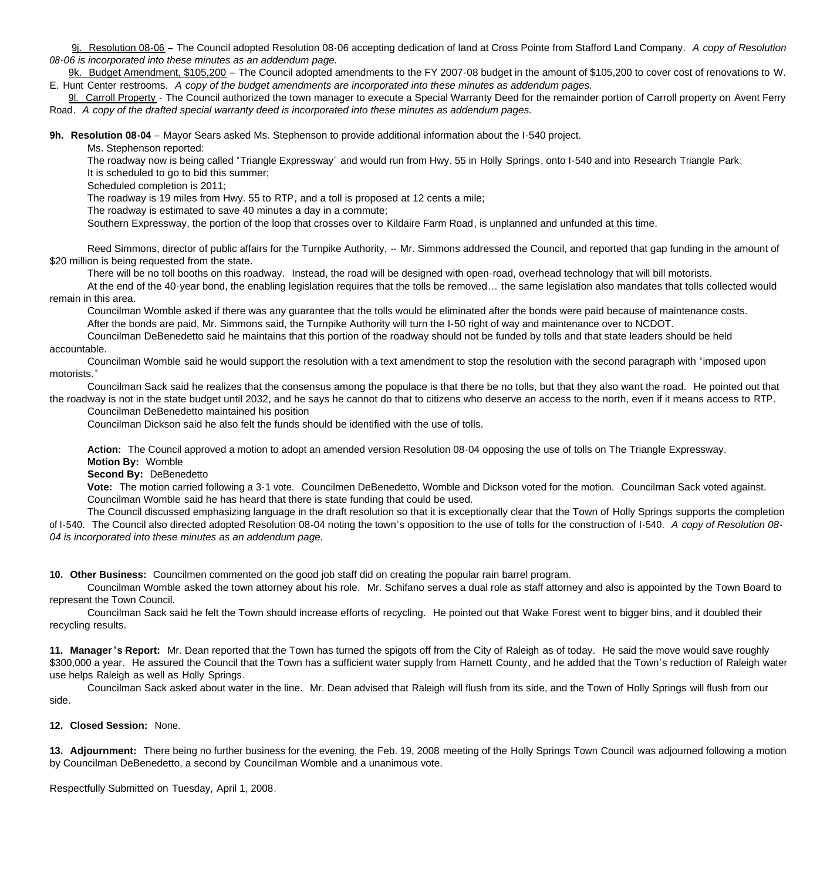9j. Resolution 08-06 – The Council adopted Resolution 08-06 accepting dedication of land at Cross Pointe from Stafford Land Company. *A copy of Resolution 08-06 is incorporated into these minutes as an addendum page.*

9k. Budget Amendment, $105,200 – The Council adopted amendments to the FY 2007-08 budget in the amount of $105,200 to cover cost of renovations to W. E. Hunt Center restrooms. *A copy of the budget amendments are incorporated into these minutes as addendum pages.*

9l. Carroll Property - The Council authorized the town manager to execute a Special Warranty Deed for the remainder portion of Carroll property on Avent Ferry Road. *A copy of the drafted special warranty deed is incorporated into these minutes as addendum pages.*

**9h. Resolution 08-04** – Mayor Sears asked Ms. Stephenson to provide additional information about the I-540 project.

Ms. Stephenson reported:

The roadway now is being called "Triangle Expressway" and would run from Hwy. 55 in Holly Springs, onto I-540 and into Research Triangle Park;

It is scheduled to go to bid this summer;

Scheduled completion is 2011;

The roadway is 19 miles from Hwy. 55 to RTP, and a toll is proposed at 12 cents a mile;

The roadway is estimated to save 40 minutes a day in a commute;

Southern Expressway, the portion of the loop that crosses over to Kildaire Farm Road, is unplanned and unfunded at this time.

Reed Simmons, director of public affairs for the Turnpike Authority, -- Mr. Simmons addressed the Council, and reported that gap funding in the amount of $20 million is being requested from the state.

There will be no toll booths on this roadway. Instead, the road will be designed with open-road, overhead technology that will bill motorists.

At the end of the 40-year bond, the enabling legislation requires that the tolls be removed… the same legislation also mandates that tolls collected would remain in this area.

Councilman Womble asked if there was any guarantee that the tolls would be eliminated after the bonds were paid because of maintenance costs.

After the bonds are paid, Mr. Simmons said, the Turnpike Authority will turn the I-50 right of way and maintenance over to NCDOT.

Councilman DeBenedetto said he maintains that this portion of the roadway should not be funded by tolls and that state leaders should be held accountable.

Councilman Womble said he would support the resolution with a text amendment to stop the resolution with the second paragraph with "imposed upon motorists."

Councilman Sack said he realizes that the consensus among the populace is that there be no tolls, but that they also want the road. He pointed out that the roadway is not in the state budget until 2032, and he says he cannot do that to citizens who deserve an access to the north, even if it means access to RTP.

Councilman DeBenedetto maintained his position

Councilman Dickson said he also felt the funds should be identified with the use of tolls.

**Action:** The Council approved a motion to adopt an amended version Resolution 08-04 opposing the use of tolls on The Triangle Expressway.
**Motion By:** Womble
**Second By:** DeBenedetto
**Vote:** The motion carried following a 3-1 vote. Councilmen DeBenedetto, Womble and Dickson voted for the motion. Councilman Sack voted against.
Councilman Womble said he has heard that there is state funding that could be used.

The Council discussed emphasizing language in the draft resolution so that it is exceptionally clear that the Town of Holly Springs supports the completion of I-540. The Council also directed adopted Resolution 08-04 noting the town's opposition to the use of tolls for the construction of I-540. *A copy of Resolution 08-04 is incorporated into these minutes as an addendum page.*

**10. Other Business:** Councilmen commented on the good job staff did on creating the popular rain barrel program.

Councilman Womble asked the town attorney about his role. Mr. Schifano serves a dual role as staff attorney and also is appointed by the Town Board to represent the Town Council.

Councilman Sack said he felt the Town should increase efforts of recycling. He pointed out that Wake Forest went to bigger bins, and it doubled their recycling results.

**11. Manager's Report:** Mr. Dean reported that the Town has turned the spigots off from the City of Raleigh as of today. He said the move would save roughly $300,000 a year. He assured the Council that the Town has a sufficient water supply from Harnett County, and he added that the Town's reduction of Raleigh water use helps Raleigh as well as Holly Springs.

Councilman Sack asked about water in the line. Mr. Dean advised that Raleigh will flush from its side, and the Town of Holly Springs will flush from our side.

**12. Closed Session:** None.

**13. Adjournment:** There being no further business for the evening, the Feb. 19, 2008 meeting of the Holly Springs Town Council was adjourned following a motion by Councilman DeBenedetto, a second by Councilman Womble and a unanimous vote.

Respectfully Submitted on Tuesday, April 1, 2008.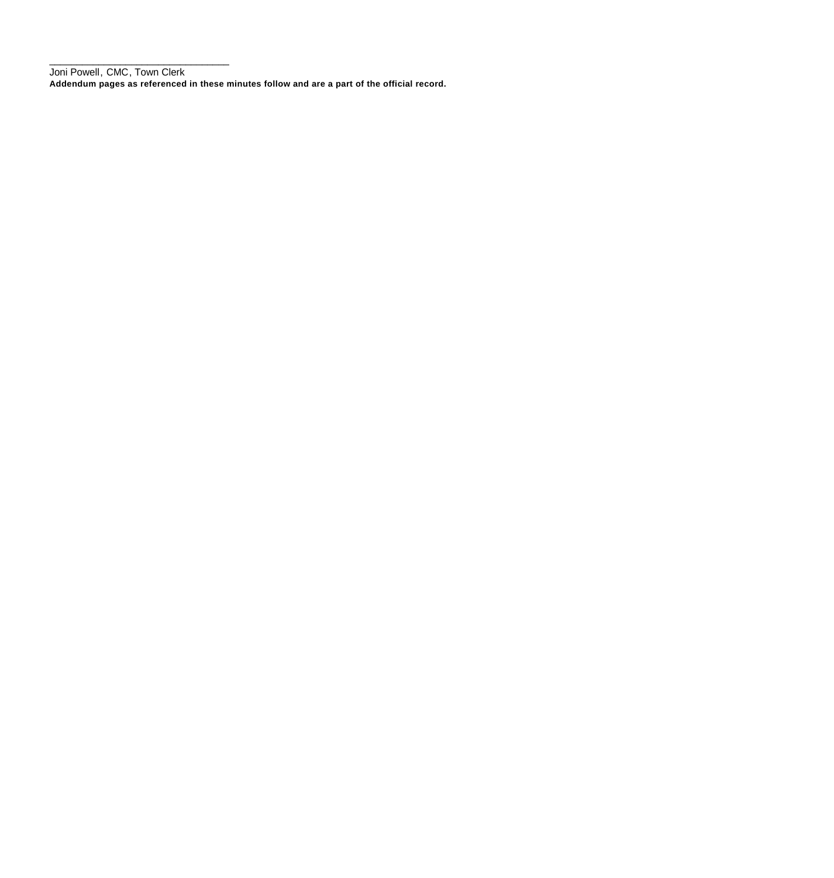_______________________________

Joni Powell, CMC, Town Clerk

**Addendum pages as referenced in these minutes follow and are a part of the official record.**